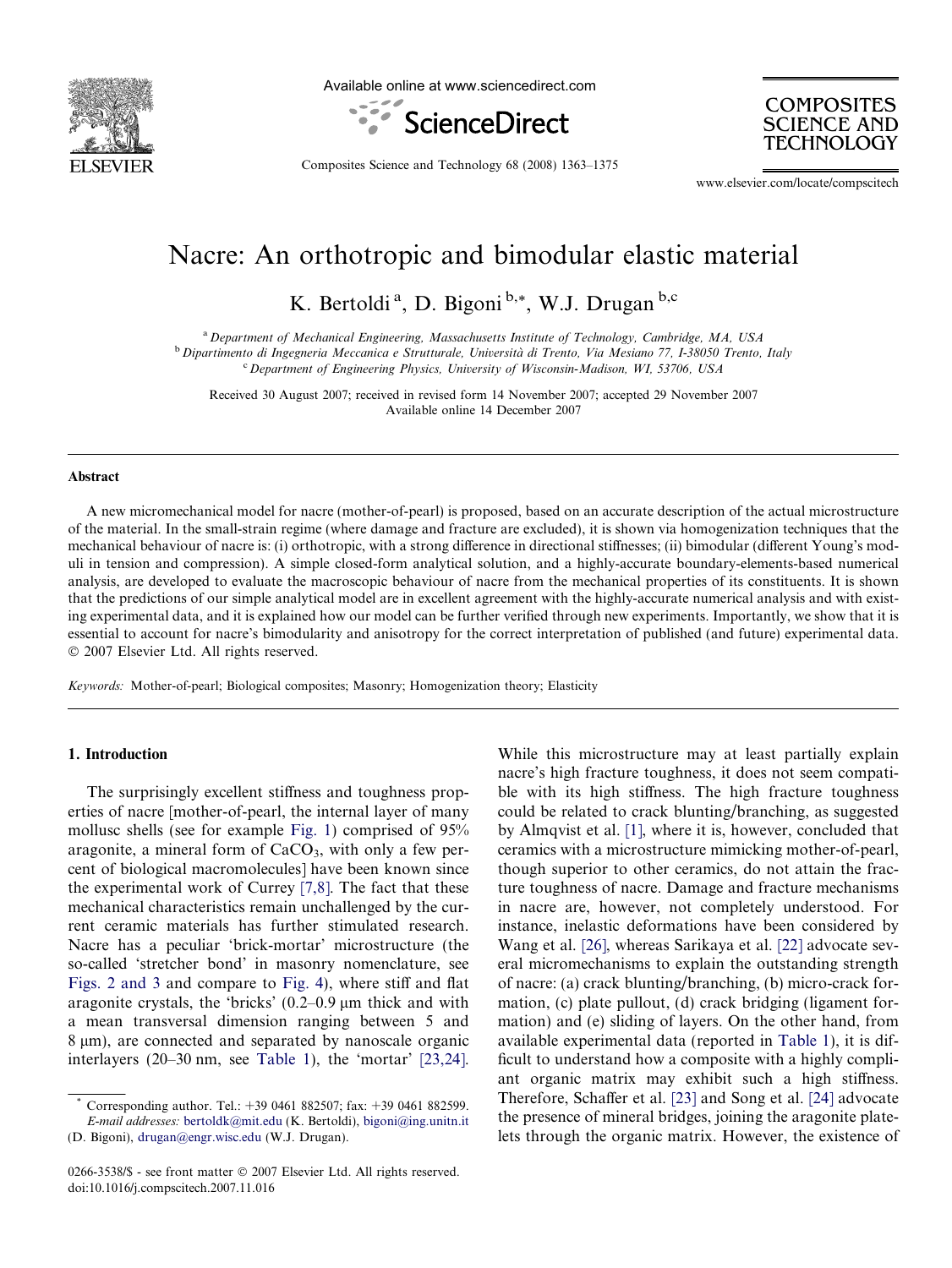# Nacre: An orthotropic and bimodular elastic material

K. Bertoldi [a], D. Bigoni [b,*], W.J. Drugan [b,c]

[a] *Department of Mechanical Engineering, Massachusetts Institute of Technology, Cambridge, MA, USA*
[b] *Dipartimento di Ingegneria Meccanica e Strutturale, Università di Trento, Via Mesiano 77, I-38050 Trento, Italy*
[c] *Department of Engineering Physics, University of Wisconsin-Madison, WI, 53706, USA*

Received 30 August 2007; received in revised form 14 November 2007; accepted 29 November 2007
Available online 14 December 2007

## Abstract

A new micromechanical model for nacre (mother-of-pearl) is proposed, based on an accurate description of the actual microstructure of the material. In the small-strain regime (where damage and fracture are excluded), it is shown via homogenization techniques that the mechanical behaviour of nacre is: (i) orthotropic, with a strong difference in directional stiffnesses; (ii) bimodular (different Young's moduli in tension and compression). A simple closed-form analytical solution, and a highly-accurate boundary-elements-based numerical analysis, are developed to evaluate the macroscopic behaviour of nacre from the mechanical properties of its constituents. It is shown that the predictions of our simple analytical model are in excellent agreement with the highly-accurate numerical analysis and with existing experimental data, and it is explained how our model can be further verified through new experiments. Importantly, we show that it is essential to account for nacre's bimodularity and anisotropy for the correct interpretation of published (and future) experimental data.
© 2007 Elsevier Ltd. All rights reserved.

*Keywords:* Mother-of-pearl; Biological composites; Masonry; Homogenization theory; Elasticity

## 1. Introduction

The surprisingly excellent stiffness and toughness properties of nacre [mother-of-pearl, the internal layer of many mollusc shells (see for example Fig. 1) comprised of 95% aragonite, a mineral form of $CaCO_3$, with only a few percent of biological macromolecules] have been known since the experimental work of Currey [7,8]. The fact that these mechanical characteristics remain unchallenged by the current ceramic materials has further stimulated research. Nacre has a peculiar 'brick-mortar' microstructure (the so-called 'stretcher bond' in masonry nomenclature, see Figs. 2 and 3 and compare to Fig. 4), where stiff and flat aragonite crystals, the 'bricks' (0.2–0.9 μm thick and with a mean transversal dimension ranging between 5 and 8 μm), are connected and separated by nanoscale organic interlayers (20–30 nm, see Table 1), the 'mortar' [23,24].

While this microstructure may at least partially explain nacre's high fracture toughness, it does not seem compatible with its high stiffness. The high fracture toughness could be related to crack blunting/branching, as suggested by Almqvist et al. [1], where it is, however, concluded that ceramics with a microstructure mimicking mother-of-pearl, though superior to other ceramics, do not attain the fracture toughness of nacre. Damage and fracture mechanisms in nacre are, however, not completely understood. For instance, inelastic deformations have been considered by Wang et al. [26], whereas Sarikaya et al. [22] advocate several micromechanisms to explain the outstanding strength of nacre: (a) crack blunting/branching, (b) micro-crack formation, (c) plate pullout, (d) crack bridging (ligament formation) and (e) sliding of layers. On the other hand, from available experimental data (reported in Table 1), it is difficult to understand how a composite with a highly compliant organic matrix may exhibit such a high stiffness. Therefore, Schaffer et al. [23] and Song et al. [24] advocate the presence of mineral bridges, joining the aragonite platelets through the organic matrix. However, the existence of

* Corresponding author. Tel.: +39 0461 882507; fax: +39 0461 882599.
*E-mail addresses:* bertoldk@mit.edu (K. Bertoldi), bigoni@ing.unitn.it (D. Bigoni), drugan@engr.wisc.edu (W.J. Drugan).

0266-3538/$ - see front matter © 2007 Elsevier Ltd. All rights reserved.
doi:10.1016/j.compscitech.2007.11.016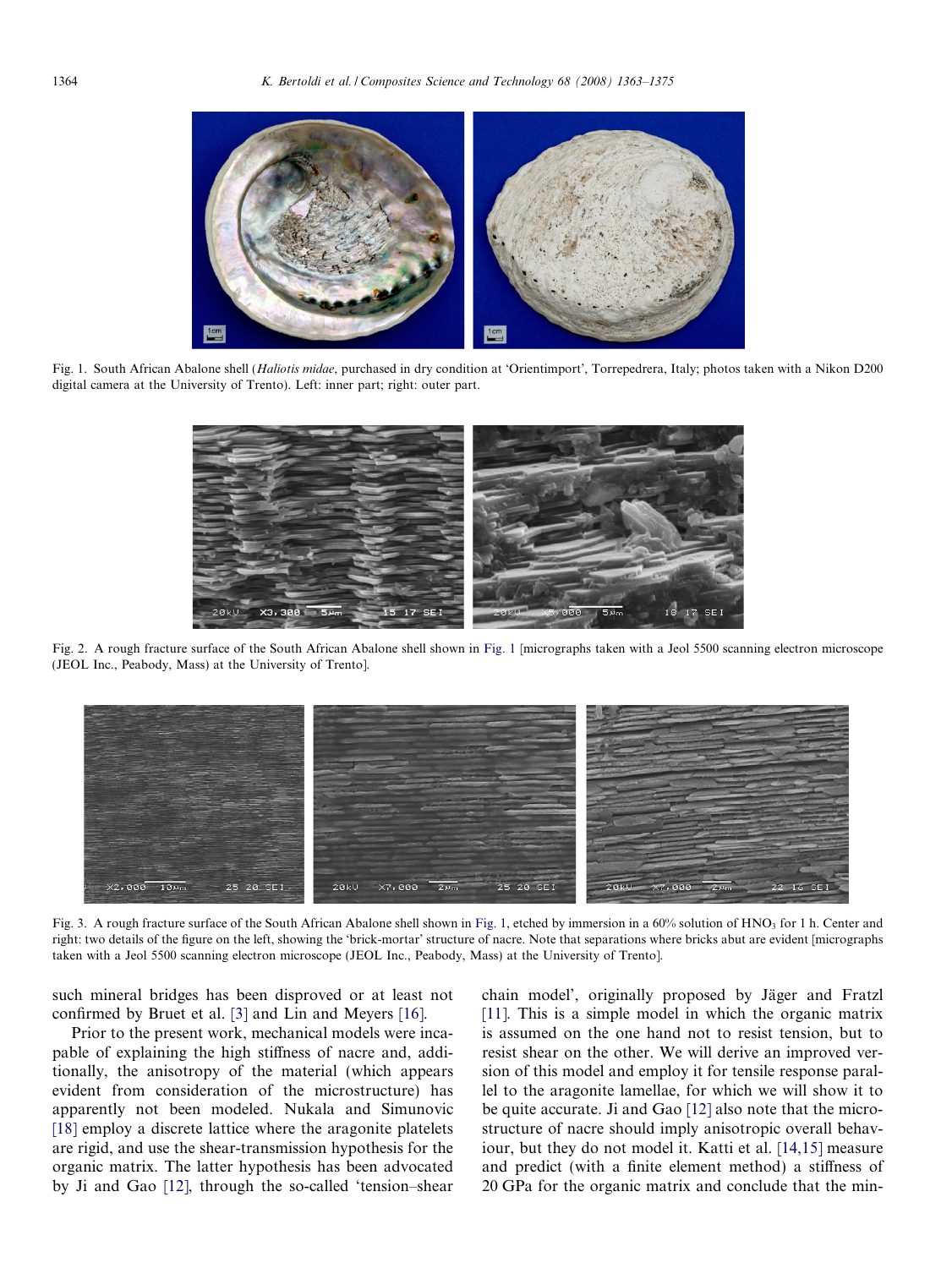Fig. 1. South African Abalone shell (*Haliotis midae*, purchased in dry condition at 'Orientimport', Torrepedrera, Italy; photos taken with a Nikon D200 digital camera at the University of Trento). Left: inner part; right: outer part.

Fig. 2. A rough fracture surface of the South African Abalone shell shown in Fig. 1 [micrographs taken with a Jeol 5500 scanning electron microscope (JEOL Inc., Peabody, Mass) at the University of Trento].

Fig. 3. A rough fracture surface of the South African Abalone shell shown in Fig. 1, etched by immersion in a 60% solution of $HNO_3$ for 1 h. Center and right: two details of the figure on the left, showing the 'brick-mortar' structure of nacre. Note that separations where bricks abut are evident [micrographs taken with a Jeol 5500 scanning electron microscope (JEOL Inc., Peabody, Mass) at the University of Trento].

such mineral bridges has been disproved or at least not confirmed by Bruet et al. [3] and Lin and Meyers [16].

Prior to the present work, mechanical models were incapable of explaining the high stiffness of nacre and, additionally, the anisotropy of the material (which appears evident from consideration of the microstructure) has apparently not been modeled. Nukala and Simunovic [18] employ a discrete lattice where the aragonite platelets are rigid, and use the shear-transmission hypothesis for the organic matrix. The latter hypothesis has been advocated by Ji and Gao [12], through the so-called 'tension–shear chain model', originally proposed by Jäger and Fratzl [11]. This is a simple model in which the organic matrix is assumed on the one hand not to resist tension, but to resist shear on the other. We will derive an improved version of this model and employ it for tensile response parallel to the aragonite lamellae, for which we will show it to be quite accurate. Ji and Gao [12] also note that the microstructure of nacre should imply anisotropic overall behaviour, but they do not model it. Katti et al. [14,15] measure and predict (with a finite element method) a stiffness of 20 GPa for the organic matrix and conclude that the min-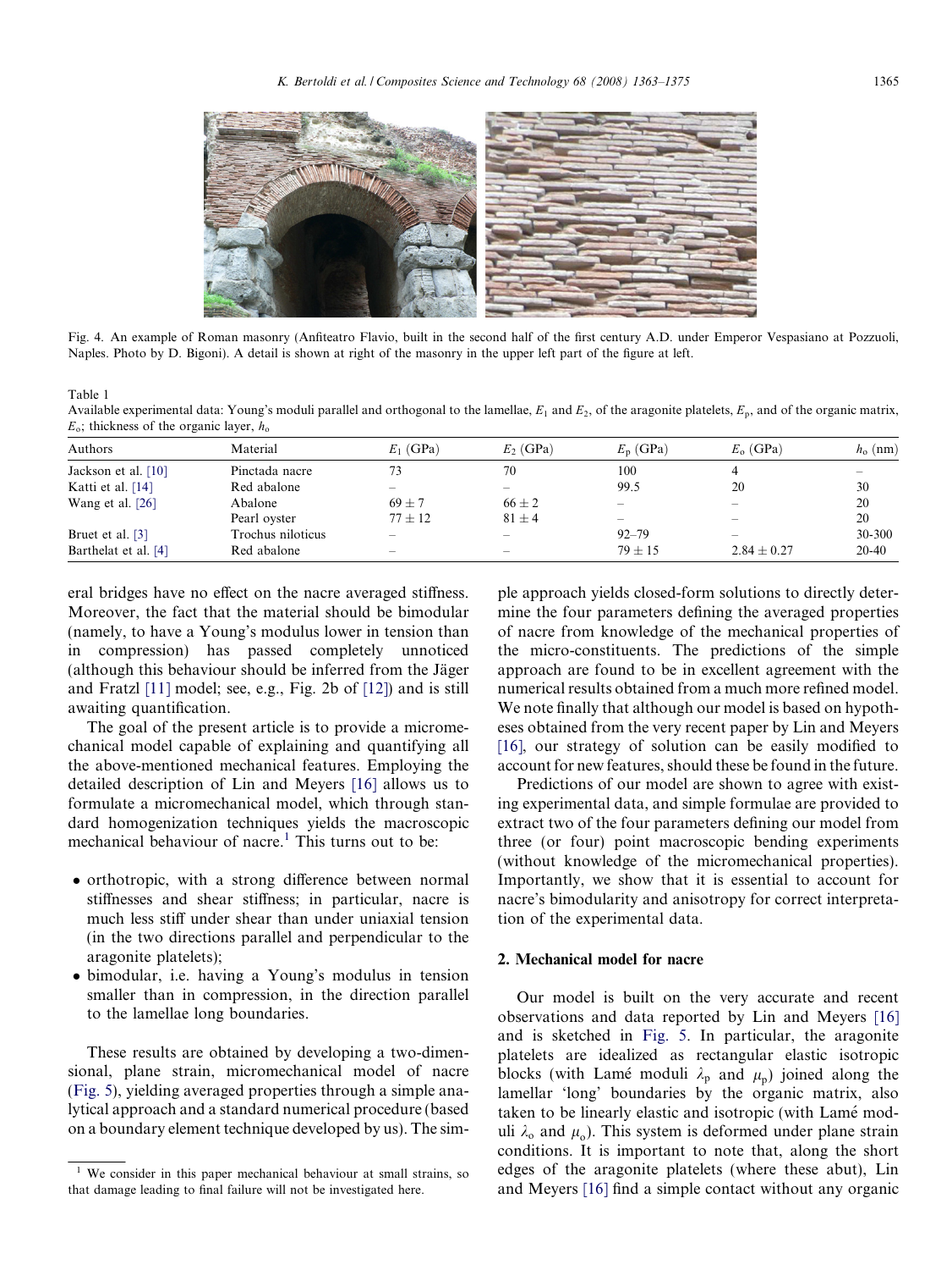Fig. 4. An example of Roman masonry (Anfiteatro Flavio, built in the second half of the first century A.D. under Emperor Vespasiano at Pozzuoli, Naples. Photo by D. Bigoni). A detail is shown at right of the masonry in the upper left part of the figure at left.

Table 1
Available experimental data: Young's moduli parallel and orthogonal to the lamellae, $E_1$ and $E_2$, of the aragonite platelets, $E_p$, and of the organic matrix, $E_o$; thickness of the organic layer, $h_o$

| Authors | Material | $E_1$ (GPa) | $E_2$ (GPa) | $E_p$ (GPa) | $E_o$ (GPa) | $h_o$ (nm) |
|---|---|---|---|---|---|---|
| Jackson et al. [10] | Pinctada nacre | 73 | 70 | 100 | 4 | – |
| Katti et al. [14] | Red abalone | – | – | 99.5 | 20 | 30 |
| Wang et al. [26] | Abalone | $69 \pm 7$ | $66 \pm 2$ | – | – | 20 |
| | Pearl oyster | $77 \pm 12$ | $81 \pm 4$ | – | – | 20 |
| Bruet et al. [3] | Trochus niloticus | – | – | 92–79 | – | 30-300 |
| Barthelat et al. [4] | Red abalone | – | – | $79 \pm 15$ | $2.84 \pm 0.27$ | 20-40 |

eral bridges have no effect on the nacre averaged stiffness. Moreover, the fact that the material should be bimodular (namely, to have a Young's modulus lower in tension than in compression) has passed completely unnoticed (although this behaviour should be inferred from the Jäger and Fratzl [11] model; see, e.g., Fig. 2b of [12]) and is still awaiting quantification.

The goal of the present article is to provide a micromechanical model capable of explaining and quantifying all the above-mentioned mechanical features. Employing the detailed description of Lin and Meyers [16] allows us to formulate a micromechanical model, which through standard homogenization techniques yields the macroscopic mechanical behaviour of nacre.[1] This turns out to be:

- orthotropic, with a strong difference between normal stiffnesses and shear stiffness; in particular, nacre is much less stiff under shear than under uniaxial tension (in the two directions parallel and perpendicular to the aragonite platelets);
- bimodular, i.e. having a Young's modulus in tension smaller than in compression, in the direction parallel to the lamellae long boundaries.

These results are obtained by developing a two-dimensional, plane strain, micromechanical model of nacre (Fig. 5), yielding averaged properties through a simple analytical approach and a standard numerical procedure (based on a boundary element technique developed by us). The simple approach yields closed-form solutions to directly determine the four parameters defining the averaged properties of nacre from knowledge of the mechanical properties of the micro-constituents. The predictions of the simple approach are found to be in excellent agreement with the numerical results obtained from a much more refined model. We note finally that although our model is based on hypotheses obtained from the very recent paper by Lin and Meyers [16], our strategy of solution can be easily modified to account for new features, should these be found in the future.

Predictions of our model are shown to agree with existing experimental data, and simple formulae are provided to extract two of the four parameters defining our model from three (or four) point macroscopic bending experiments (without knowledge of the micromechanical properties). Importantly, we show that it is essential to account for nacre's bimodularity and anisotropy for correct interpretation of the experimental data.

## 2. Mechanical model for nacre

Our model is built on the very accurate and recent observations and data reported by Lin and Meyers [16] and is sketched in Fig. 5. In particular, the aragonite platelets are idealized as rectangular elastic isotropic blocks (with Lamé moduli $\lambda_p$ and $\mu_p$) joined along the lamellar 'long' boundaries by the organic matrix, also taken to be linearly elastic and isotropic (with Lamé moduli $\lambda_o$ and $\mu_o$). This system is deformed under plane strain conditions. It is important to note that, along the short edges of the aragonite platelets (where these abut), Lin and Meyers [16] find a simple contact without any organic

[1] We consider in this paper mechanical behaviour at small strains, so that damage leading to final failure will not be investigated here.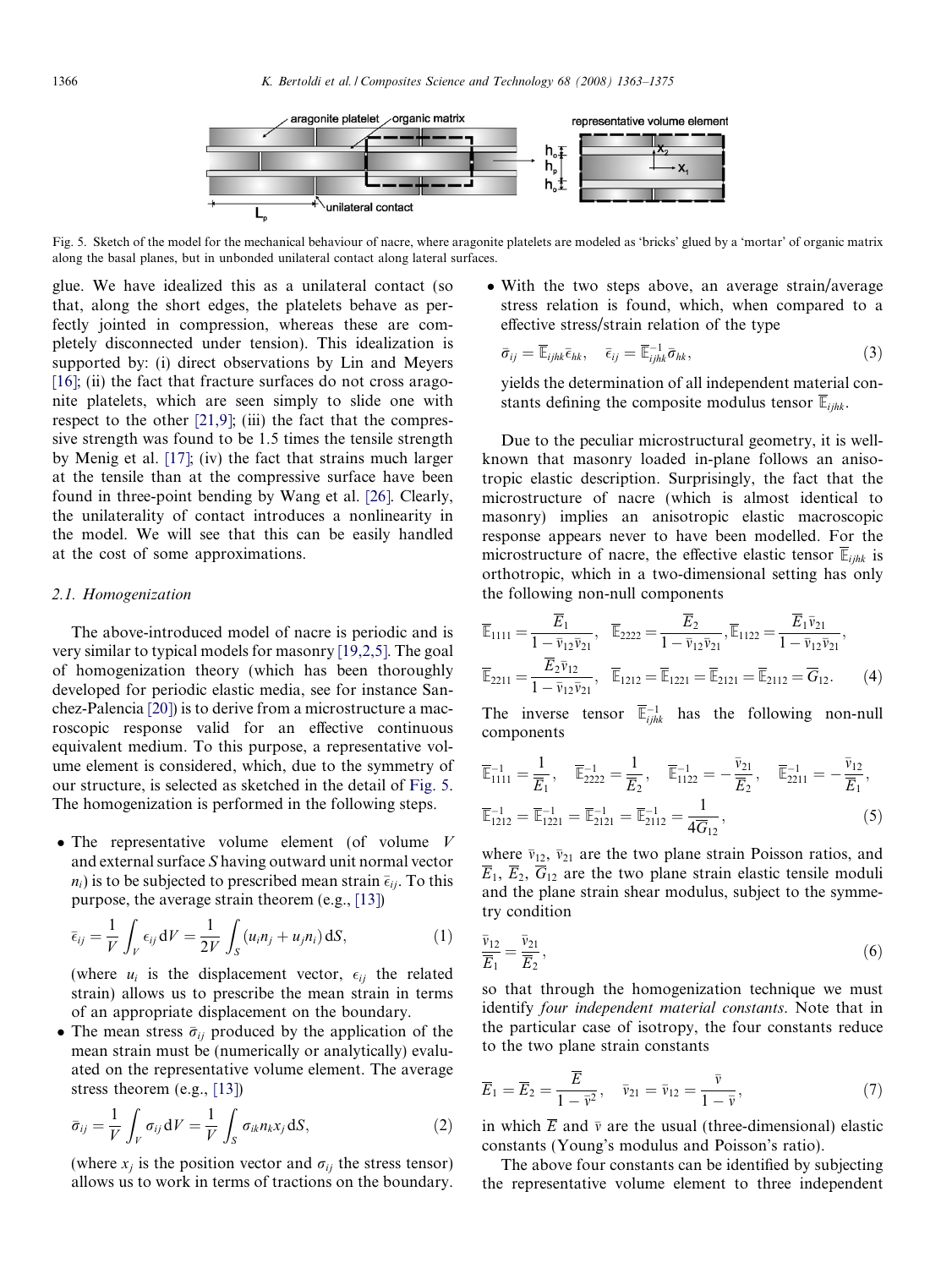Fig. 5. Sketch of the model for the mechanical behaviour of nacre, where aragonite platelets are modeled as 'bricks' glued by a 'mortar' of organic matrix along the basal planes, but in unbonded unilateral contact along lateral surfaces.

glue. We have idealized this as a unilateral contact (so that, along the short edges, the platelets behave as perfectly jointed in compression, whereas these are completely disconnected under tension). This idealization is supported by: (i) direct observations by Lin and Meyers [16]; (ii) the fact that fracture surfaces do not cross aragonite platelets, which are seen simply to slide one with respect to the other [21,9]; (iii) the fact that the compressive strength was found to be 1.5 times the tensile strength by Menig et al. [17]; (iv) the fact that strains much larger at the tensile than at the compressive surface have been found in three-point bending by Wang et al. [26]. Clearly, the unilaterality of contact introduces a nonlinearity in the model. We will see that this can be easily handled at the cost of some approximations.

### 2.1. Homogenization

The above-introduced model of nacre is periodic and is very similar to typical models for masonry [19,2,5]. The goal of homogenization theory (which has been thoroughly developed for periodic elastic media, see for instance Sanchez-Palencia [20]) is to derive from a microstructure a macroscopic response valid for an effective continuous equivalent medium. To this purpose, a representative volume element is considered, which, due to the symmetry of our structure, is selected as sketched in the detail of Fig. 5. The homogenization is performed in the following steps.

- The representative volume element (of volume $V$ and external surface $S$ having outward unit normal vector $n_i$) is to be subjected to prescribed mean strain $\bar{\epsilon}_{ij}$. To this purpose, the average strain theorem (e.g., [13])

$$\bar{\epsilon}_{ij} = \frac{1}{V}\int_V \epsilon_{ij}\,\mathrm{d}V = \frac{1}{2V}\int_S (u_i n_j + u_j n_i)\,\mathrm{d}S, \tag{1}$$

  (where $u_i$ is the displacement vector, $\epsilon_{ij}$ the related strain) allows us to prescribe the mean strain in terms of an appropriate displacement on the boundary.
- The mean stress $\bar{\sigma}_{ij}$ produced by the application of the mean strain must be (numerically or analytically) evaluated on the representative volume element. The average stress theorem (e.g., [13])

$$\bar{\sigma}_{ij} = \frac{1}{V}\int_V \sigma_{ij}\,\mathrm{d}V = \frac{1}{V}\int_S \sigma_{ik} n_k x_j\,\mathrm{d}S, \tag{2}$$

  (where $x_j$ is the position vector and $\sigma_{ij}$ the stress tensor) allows us to work in terms of tractions on the boundary.
- With the two steps above, an average strain/average stress relation is found, which, when compared to a effective stress/strain relation of the type

$$\bar{\sigma}_{ij} = \overline{\mathbb{E}}_{ijhk}\bar{\epsilon}_{hk}, \quad \bar{\epsilon}_{ij} = \overline{\mathbb{E}}^{-1}_{ijhk}\bar{\sigma}_{hk}, \tag{3}$$

  yields the determination of all independent material constants defining the composite modulus tensor $\overline{\mathbb{E}}_{ijhk}$.

Due to the peculiar microstructural geometry, it is well-known that masonry loaded in-plane follows an anisotropic elastic description. Surprisingly, the fact that the microstructure of nacre (which is almost identical to masonry) implies an anisotropic elastic macroscopic response appears never to have been modelled. For the microstructure of nacre, the effective elastic tensor $\overline{\mathbb{E}}_{ijhk}$ is orthotropic, which in a two-dimensional setting has only the following non-null components

$$\overline{\mathbb{E}}_{1111} = \frac{\overline{E}_1}{1-\bar{\nu}_{12}\bar{\nu}_{21}}, \quad \overline{\mathbb{E}}_{2222} = \frac{\overline{E}_2}{1-\bar{\nu}_{12}\bar{\nu}_{21}}, \overline{\mathbb{E}}_{1122} = \frac{\overline{E}_1\bar{\nu}_{21}}{1-\bar{\nu}_{12}\bar{\nu}_{21}},$$
$$\overline{\mathbb{E}}_{2211} = \frac{\overline{E}_2\bar{\nu}_{12}}{1-\bar{\nu}_{12}\bar{\nu}_{21}}, \quad \overline{\mathbb{E}}_{1212} = \overline{\mathbb{E}}_{1221} = \overline{\mathbb{E}}_{2121} = \overline{\mathbb{E}}_{2112} = \overline{G}_{12}. \tag{4}$$

The inverse tensor $\overline{\mathbb{E}}^{-1}_{ijhk}$ has the following non-null components

$$\overline{\mathbb{E}}^{-1}_{1111} = \frac{1}{\overline{E}_1}, \quad \overline{\mathbb{E}}^{-1}_{2222} = \frac{1}{\overline{E}_2}, \quad \overline{\mathbb{E}}^{-1}_{1122} = -\frac{\bar{\nu}_{21}}{\overline{E}_2}, \quad \overline{\mathbb{E}}^{-1}_{2211} = -\frac{\bar{\nu}_{12}}{\overline{E}_1},$$
$$\overline{\mathbb{E}}^{-1}_{1212} = \overline{\mathbb{E}}^{-1}_{1221} = \overline{\mathbb{E}}^{-1}_{2121} = \overline{\mathbb{E}}^{-1}_{2112} = \frac{1}{4\overline{G}_{12}}, \tag{5}$$

where $\bar{\nu}_{12}$, $\bar{\nu}_{21}$ are the two plane strain Poisson ratios, and $\overline{E}_1$, $\overline{E}_2$, $\overline{G}_{12}$ are the two plane strain elastic tensile moduli and the plane strain shear modulus, subject to the symmetry condition

$$\frac{\bar{\nu}_{12}}{\overline{E}_1} = \frac{\bar{\nu}_{21}}{\overline{E}_2}, \tag{6}$$

so that through the homogenization technique we must identify *four independent material constants*. Note that in the particular case of isotropy, the four constants reduce to the two plane strain constants

$$\overline{E}_1 = \overline{E}_2 = \frac{\overline{E}}{1-\bar{\nu}^2}, \quad \bar{\nu}_{21} = \bar{\nu}_{12} = \frac{\bar{\nu}}{1-\bar{\nu}}, \tag{7}$$

in which $\overline{E}$ and $\bar{\nu}$ are the usual (three-dimensional) elastic constants (Young's modulus and Poisson's ratio).

The above four constants can be identified by subjecting the representative volume element to three independent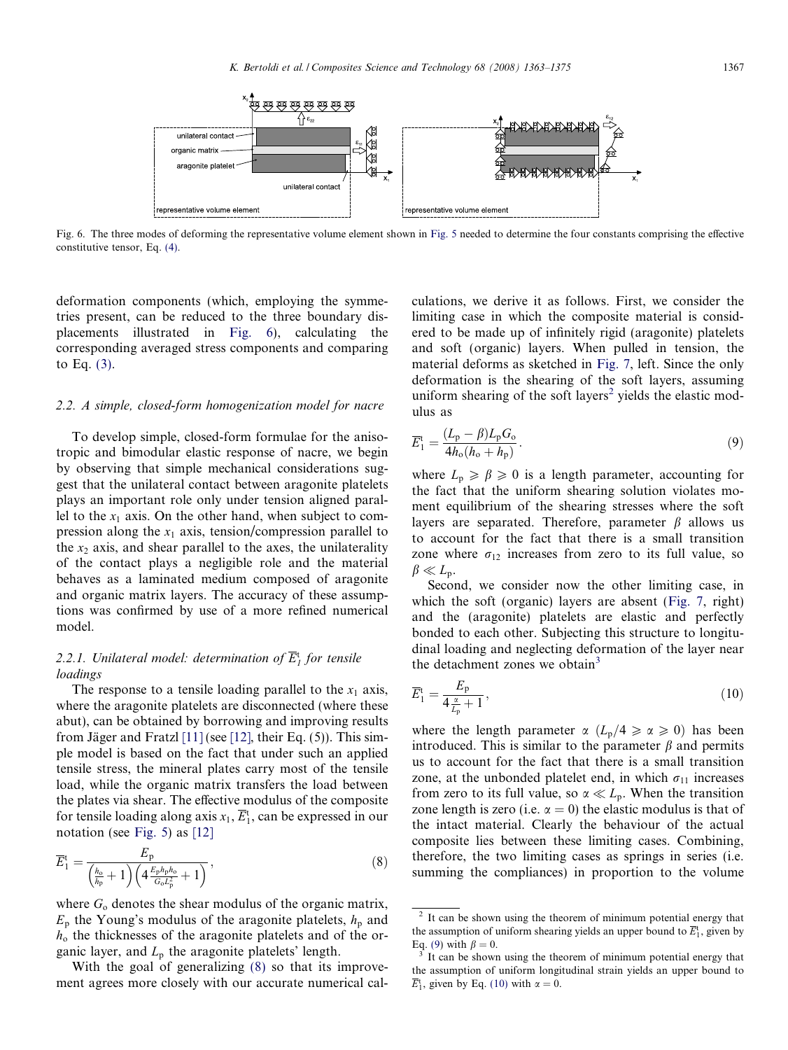Fig. 6. The three modes of deforming the representative volume element shown in Fig. 5 needed to determine the four constants comprising the effective constitutive tensor, Eq. (4).

deformation components (which, employing the symmetries present, can be reduced to the three boundary displacements illustrated in Fig. 6), calculating the corresponding averaged stress components and comparing to Eq. (3).

### 2.2. A simple, closed-form homogenization model for nacre

To develop simple, closed-form formulae for the anisotropic and bimodular elastic response of nacre, we begin by observing that simple mechanical considerations suggest that the unilateral contact between aragonite platelets plays an important role only under tension aligned parallel to the $x_1$ axis. On the other hand, when subject to compression along the $x_1$ axis, tension/compression parallel to the $x_2$ axis, and shear parallel to the axes, the unilaterality of the contact plays a negligible role and the material behaves as a laminated medium composed of aragonite and organic matrix layers. The accuracy of these assumptions was confirmed by use of a more refined numerical model.

#### 2.2.1. Unilateral model: determination of $\overline{E}_1^{\mathrm{t}}$ for tensile loadings

The response to a tensile loading parallel to the $x_1$ axis, where the aragonite platelets are disconnected (where these abut), can be obtained by borrowing and improving results from Jäger and Fratzl [11] (see [12], their Eq. (5)). This simple model is based on the fact that under such an applied tensile stress, the mineral plates carry most of the tensile load, while the organic matrix transfers the load between the plates via shear. The effective modulus of the composite for tensile loading along axis $x_1$, $\overline{E}_1^{\mathrm{t}}$, can be expressed in our notation (see Fig. 5) as [12]

$$\overline{E}_1^{\mathrm{t}} = \frac{E_{\mathrm{p}}}{\left(\frac{h_{\mathrm{o}}}{h_{\mathrm{p}}}+1\right)\left(4\frac{E_{\mathrm{p}}h_{\mathrm{p}}h_{\mathrm{o}}}{G_{\mathrm{o}}L_{\mathrm{p}}^2}+1\right)}, \tag{8}$$

where $G_{\mathrm{o}}$ denotes the shear modulus of the organic matrix, $E_{\mathrm{p}}$ the Young's modulus of the aragonite platelets, $h_{\mathrm{p}}$ and $h_{\mathrm{o}}$ the thicknesses of the aragonite platelets and of the organic layer, and $L_{\mathrm{p}}$ the aragonite platelets' length.

With the goal of generalizing (8) so that its improvement agrees more closely with our accurate numerical calculations, we derive it as follows. First, we consider the limiting case in which the composite material is considered to be made up of infinitely rigid (aragonite) platelets and soft (organic) layers. When pulled in tension, the material deforms as sketched in Fig. 7, left. Since the only deformation is the shearing of the soft layers, assuming uniform shearing of the soft layers[2] yields the elastic modulus as

$$\overline{E}_1^{\mathrm{t}} = \frac{(L_{\mathrm{p}}-\beta)L_{\mathrm{p}}G_{\mathrm{o}}}{4h_{\mathrm{o}}(h_{\mathrm{o}}+h_{\mathrm{p}})}. \tag{9}$$

where $L_{\mathrm{p}} \geqslant \beta \geqslant 0$ is a length parameter, accounting for the fact that the uniform shearing solution violates moment equilibrium of the shearing stresses where the soft layers are separated. Therefore, parameter $\beta$ allows us to account for the fact that there is a small transition zone where $\sigma_{12}$ increases from zero to its full value, so $\beta \ll L_{\mathrm{p}}$.

Second, we consider now the other limiting case, in which the soft (organic) layers are absent (Fig. 7, right) and the (aragonite) platelets are elastic and perfectly bonded to each other. Subjecting this structure to longitudinal loading and neglecting deformation of the layer near the detachment zones we obtain[3]

$$\overline{E}_1^{\mathrm{t}} = \frac{E_{\mathrm{p}}}{4\frac{\alpha}{L_{\mathrm{p}}}+1}, \tag{10}$$

where the length parameter $\alpha$ ($L_{\mathrm{p}}/4 \geqslant \alpha \geqslant 0$) has been introduced. This is similar to the parameter $\beta$ and permits us to account for the fact that there is a small transition zone, at the unbonded platelet end, in which $\sigma_{11}$ increases from zero to its full value, so $\alpha \ll L_{\mathrm{p}}$. When the transition zone length is zero (i.e. $\alpha = 0$) the elastic modulus is that of the intact material. Clearly the behaviour of the actual composite lies between these limiting cases. Combining, therefore, the two limiting cases as springs in series (i.e. summing the compliances) in proportion to the volume

---

[2] It can be shown using the theorem of minimum potential energy that the assumption of uniform shearing yields an upper bound to $\overline{E}_1^{\mathrm{t}}$, given by Eq. (9) with $\beta = 0$.

[3] It can be shown using the theorem of minimum potential energy that the assumption of uniform longitudinal strain yields an upper bound to $\overline{E}_1^{\mathrm{t}}$, given by Eq. (10) with $\alpha = 0$.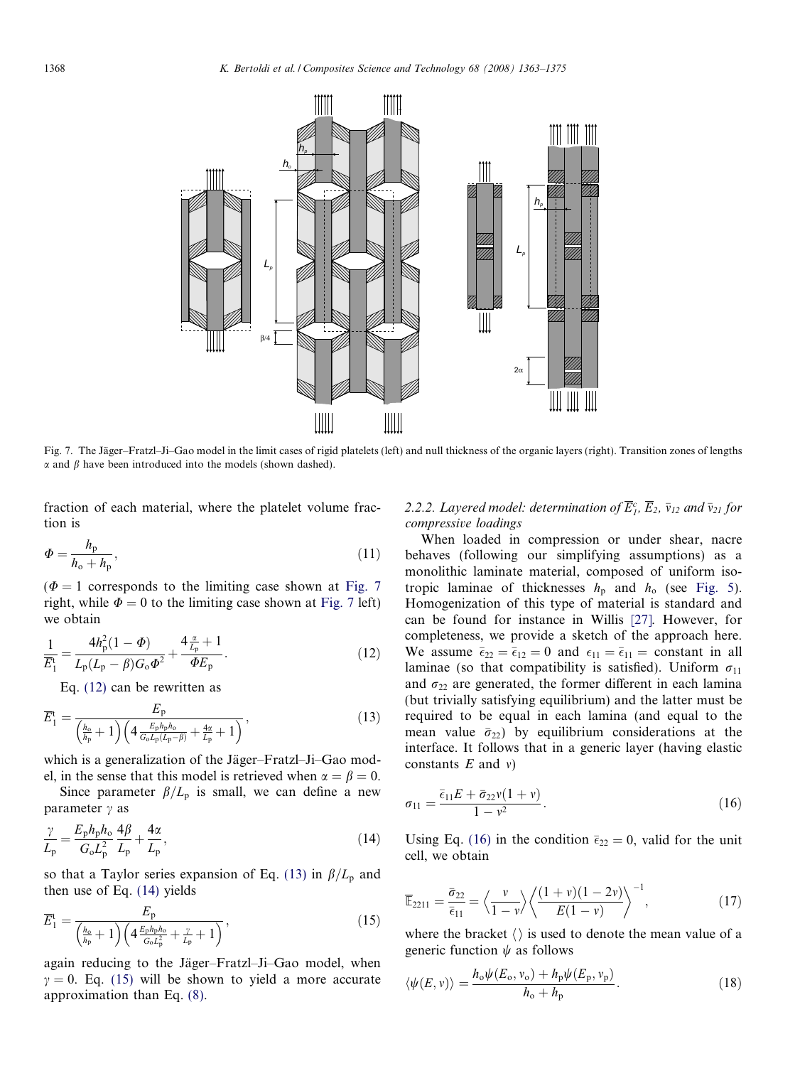Fig. 7. The Jäger–Fratzl–Ji–Gao model in the limit cases of rigid platelets (left) and null thickness of the organic layers (right). Transition zones of lengths $\alpha$ and $\beta$ have been introduced into the models (shown dashed).

fraction of each material, where the platelet volume fraction is

$$\Phi = \frac{h_p}{h_o + h_p}, \tag{11}$$

($\Phi = 1$ corresponds to the limiting case shown at Fig. 7 right, while $\Phi = 0$ to the limiting case shown at Fig. 7 left) we obtain

$$\frac{1}{\overline{E}_1^t} = \frac{4h_p^2(1-\Phi)}{L_p(L_p-\beta)G_o\Phi^2} + \frac{4\frac{\alpha}{L_p}+1}{\Phi E_p}. \tag{12}$$

Eq. (12) can be rewritten as

$$\overline{E}_1^t = \frac{E_p}{\left(\frac{h_o}{h_p}+1\right)\left(4\frac{E_p h_p h_o}{G_o L_p(L_p-\beta)} + \frac{4\alpha}{L_p} + 1\right)}, \tag{13}$$

which is a generalization of the Jäger–Fratzl–Ji–Gao model, in the sense that this model is retrieved when $\alpha = \beta = 0$.

Since parameter $\beta/L_p$ is small, we can define a new parameter $\gamma$ as

$$\frac{\gamma}{L_p} = \frac{E_p h_p h_o}{G_o L_p^2}\frac{4\beta}{L_p} + \frac{4\alpha}{L_p}, \tag{14}$$

so that a Taylor series expansion of Eq. (13) in $\beta/L_p$ and then use of Eq. (14) yields

$$\overline{E}_1^t = \frac{E_p}{\left(\frac{h_o}{h_p}+1\right)\left(4\frac{E_p h_p h_o}{G_o L_p^2} + \frac{\gamma}{L_p} + 1\right)}, \tag{15}$$

again reducing to the Jäger–Fratzl–Ji–Gao model, when $\gamma = 0$. Eq. (15) will be shown to yield a more accurate approximation than Eq. (8).

### 2.2.2. Layered model: determination of $\overline{E}_1^c$, $\overline{E}_2$, $\bar{\nu}_{12}$ and $\bar{\nu}_{21}$ for compressive loadings

When loaded in compression or under shear, nacre behaves (following our simplifying assumptions) as a monolithic laminate material, composed of uniform isotropic laminae of thicknesses $h_p$ and $h_o$ (see Fig. 5). Homogenization of this type of material is standard and can be found for instance in Willis [27]. However, for completeness, we provide a sketch of the approach here. We assume $\bar{\epsilon}_{22} = \bar{\epsilon}_{12} = 0$ and $\epsilon_{11} = \bar{\epsilon}_{11} =$ constant in all laminae (so that compatibility is satisfied). Uniform $\sigma_{11}$ and $\sigma_{22}$ are generated, the former different in each lamina (but trivially satisfying equilibrium) and the latter must be required to be equal in each lamina (and equal to the mean value $\bar{\sigma}_{22}$) by equilibrium considerations at the interface. It follows that in a generic layer (having elastic constants $E$ and $\nu$)

$$\sigma_{11} = \frac{\bar{\epsilon}_{11}E + \bar{\sigma}_{22}\nu(1+\nu)}{1-\nu^2}. \tag{16}$$

Using Eq. (16) in the condition $\bar{\epsilon}_{22} = 0$, valid for the unit cell, we obtain

$$\overline{\mathbb{E}}_{2211} = \frac{\bar{\sigma}_{22}}{\bar{\epsilon}_{11}} = \left\langle \frac{\nu}{1-\nu} \right\rangle \left\langle \frac{(1+\nu)(1-2\nu)}{E(1-\nu)} \right\rangle^{-1}, \tag{17}$$

where the bracket $\langle\,\rangle$ is used to denote the mean value of a generic function $\psi$ as follows

$$\langle \psi(E,\nu) \rangle = \frac{h_o\psi(E_o,\nu_o) + h_p\psi(E_p,\nu_p)}{h_o + h_p}. \tag{18}$$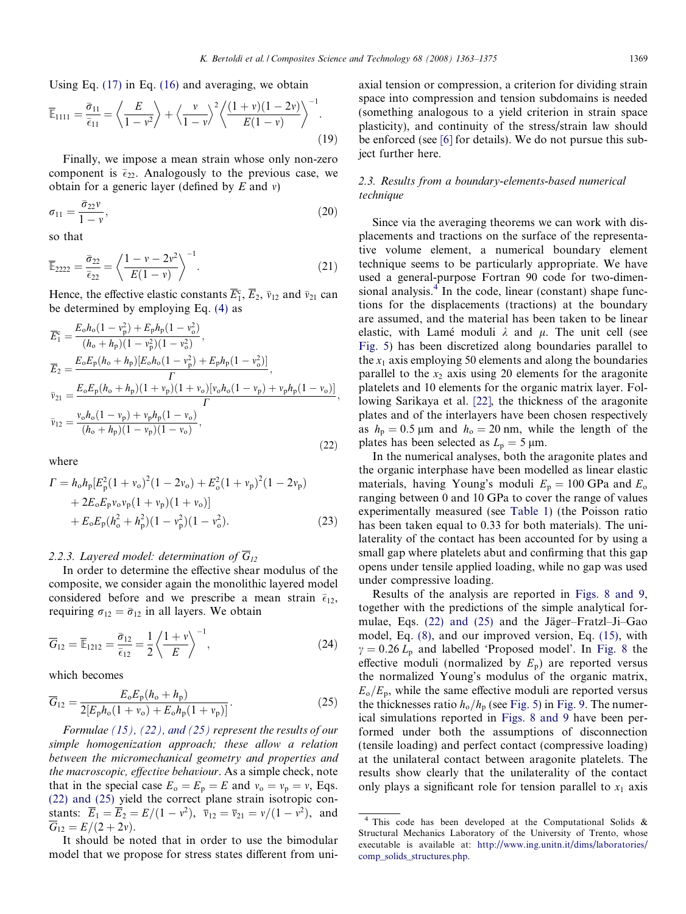Using Eq. (17) in Eq. (16) and averaging, we obtain

$$
\overline{\mathbb{E}}_{1111} = \frac{\bar{\sigma}_{11}}{\bar{\epsilon}_{11}} = \left\langle \frac{E}{1-v^2} \right\rangle + \left\langle \frac{v}{1-v} \right\rangle^2 \left\langle \frac{(1+v)(1-2v)}{E(1-v)} \right\rangle^{-1}. \tag{19}
$$

Finally, we impose a mean strain whose only non-zero component is $\bar{\epsilon}_{22}$. Analogously to the previous case, we obtain for a generic layer (defined by $E$ and $v$)

$$
\sigma_{11} = \frac{\bar{\sigma}_{22} v}{1-v}, \tag{20}
$$

so that

$$
\overline{\mathbb{E}}_{2222} = \frac{\bar{\sigma}_{22}}{\bar{\epsilon}_{22}} = \left\langle \frac{1-v-2v^2}{E(1-v)} \right\rangle^{-1}. \tag{21}
$$

Hence, the effective elastic constants $\overline{E}_1^{\rm c}$, $\overline{E}_2$, $\bar{v}_{12}$ and $\bar{v}_{21}$ can be determined by employing Eq. (4) as

$$
\begin{aligned}
\overline{E}_1^{\rm c} &= \frac{E_{\rm o}h_{\rm o}(1-v_{\rm p}^2) + E_{\rm p}h_{\rm p}(1-v_{\rm o}^2)}{(h_{\rm o}+h_{\rm p})(1-v_{\rm p}^2)(1-v_{\rm o}^2)},\\
\overline{E}_2 &= \frac{E_{\rm o}E_{\rm p}(h_{\rm o}+h_{\rm p})[E_{\rm o}h_{\rm o}(1-v_{\rm p}^2) + E_{\rm p}h_{\rm p}(1-v_{\rm o}^2)]}{\Gamma},\\
\bar{v}_{21} &= \frac{E_{\rm o}E_{\rm p}(h_{\rm o}+h_{\rm p})(1+v_{\rm p})(1+v_{\rm o})[v_{\rm o}h_{\rm o}(1-v_{\rm p}) + v_{\rm p}h_{\rm p}(1-v_{\rm o})]}{\Gamma},\\
\bar{v}_{12} &= \frac{v_{\rm o}h_{\rm o}(1-v_{\rm p}) + v_{\rm p}h_{\rm p}(1-v_{\rm o})}{(h_{\rm o}+h_{\rm p})(1-v_{\rm p})(1-v_{\rm o})},
\end{aligned} \tag{22}
$$

where

$$
\begin{aligned}
\Gamma = {} & h_{\rm o}h_{\rm p}[E_{\rm p}^2(1+v_{\rm o})^2(1-2v_{\rm o}) + E_{\rm o}^2(1+v_{\rm p})^2(1-2v_{\rm p})\\
& + 2E_{\rm o}E_{\rm p}v_{\rm o}v_{\rm p}(1+v_{\rm p})(1+v_{\rm o})]\\
& + E_{\rm o}E_{\rm p}(h_{\rm o}^2 + h_{\rm p}^2)(1-v_{\rm p}^2)(1-v_{\rm o}^2).
\end{aligned} \tag{23}
$$

#### 2.2.3. Layered model: determination of $\overline{G}_{12}$

In order to determine the effective shear modulus of the composite, we consider again the monolithic layered model considered before and we prescribe a mean strain $\bar{\epsilon}_{12}$, requiring $\sigma_{12} = \bar{\sigma}_{12}$ in all layers. We obtain

$$
\overline{G}_{12} = \overline{\mathbb{E}}_{1212} = \frac{\bar{\sigma}_{12}}{\bar{\epsilon}_{12}} = \frac{1}{2}\left\langle \frac{1+v}{E} \right\rangle^{-1}, \tag{24}
$$

which becomes

$$
\overline{G}_{12} = \frac{E_{\rm o}E_{\rm p}(h_{\rm o}+h_{\rm p})}{2[E_{\rm p}h_{\rm o}(1+v_{\rm o}) + E_{\rm o}h_{\rm p}(1+v_{\rm p})]}. \tag{25}
$$

*Formulae (15), (22), and (25) represent the results of our simple homogenization approach; these allow a relation between the micromechanical geometry and properties and the macroscopic, effective behaviour*. As a simple check, note that in the special case $E_{\rm o} = E_{\rm p} = E$ and $v_{\rm o} = v_{\rm p} = v$, Eqs. (22) and (25) yield the correct plane strain isotropic constants: $\overline{E}_1 = \overline{E}_2 = E/(1-v^2)$, $\bar{v}_{12} = \bar{v}_{21} = v/(1-v^2)$, and $\overline{G}_{12} = E/(2+2v)$.

It should be noted that in order to use the bimodular model that we propose for stress states different from uniaxial tension or compression, a criterion for dividing strain space into compression and tension subdomains is needed (something analogous to a yield criterion in strain space plasticity), and continuity of the stress/strain law should be enforced (see [6] for details). We do not pursue this subject further here.

### 2.3. Results from a boundary-elements-based numerical technique

Since via the averaging theorems we can work with displacements and tractions on the surface of the representative volume element, a numerical boundary element technique seems to be particularly appropriate. We have used a general-purpose Fortran 90 code for two-dimensional analysis.[4] In the code, linear (constant) shape functions for the displacements (tractions) at the boundary are assumed, and the material has been taken to be linear elastic, with Lamé moduli $\lambda$ and $\mu$. The unit cell (see Fig. 5) has been discretized along boundaries parallel to the $x_1$ axis employing 50 elements and along the boundaries parallel to the $x_2$ axis using 20 elements for the aragonite platelets and 10 elements for the organic matrix layer. Following Sarikaya et al. [22], the thickness of the aragonite plates and of the interlayers have been chosen respectively as $h_{\rm p} = 0.5$ μm and $h_{\rm o} = 20$ nm, while the length of the plates has been selected as $L_{\rm p} = 5$ μm.

In the numerical analyses, both the aragonite plates and the organic interphase have been modelled as linear elastic materials, having Young's moduli $E_{\rm p} = 100$ GPa and $E_{\rm o}$ ranging between 0 and 10 GPa to cover the range of values experimentally measured (see Table 1) (the Poisson ratio has been taken equal to 0.33 for both materials). The unilaterality of the contact has been accounted for by using a small gap where platelets abut and confirming that this gap opens under tensile applied loading, while no gap was used under compressive loading.

Results of the analysis are reported in Figs. 8 and 9, together with the predictions of the simple analytical formulae, Eqs. (22) and (25) and the Jäger–Fratzl–Ji–Gao model, Eq. (8), and our improved version, Eq. (15), with $\gamma = 0.26\,L_{\rm p}$ and labelled 'Proposed model'. In Fig. 8 the effective moduli (normalized by $E_{\rm p}$) are reported versus the normalized Young's modulus of the organic matrix, $E_{\rm o}/E_{\rm p}$, while the same effective moduli are reported versus the thicknesses ratio $h_{\rm o}/h_{\rm p}$ (see Fig. 5) in Fig. 9. The numerical simulations reported in Figs. 8 and 9 have been performed under both the assumptions of disconnection (tensile loading) and perfect contact (compressive loading) at the unilateral contact between aragonite platelets. The results show clearly that the unilaterality of the contact only plays a significant role for tension parallel to $x_1$ axis

[4] This code has been developed at the Computational Solids & Structural Mechanics Laboratory of the University of Trento, whose executable is available at: http://www.ing.unitn.it/dims/laboratories/comp_solids_structures.php.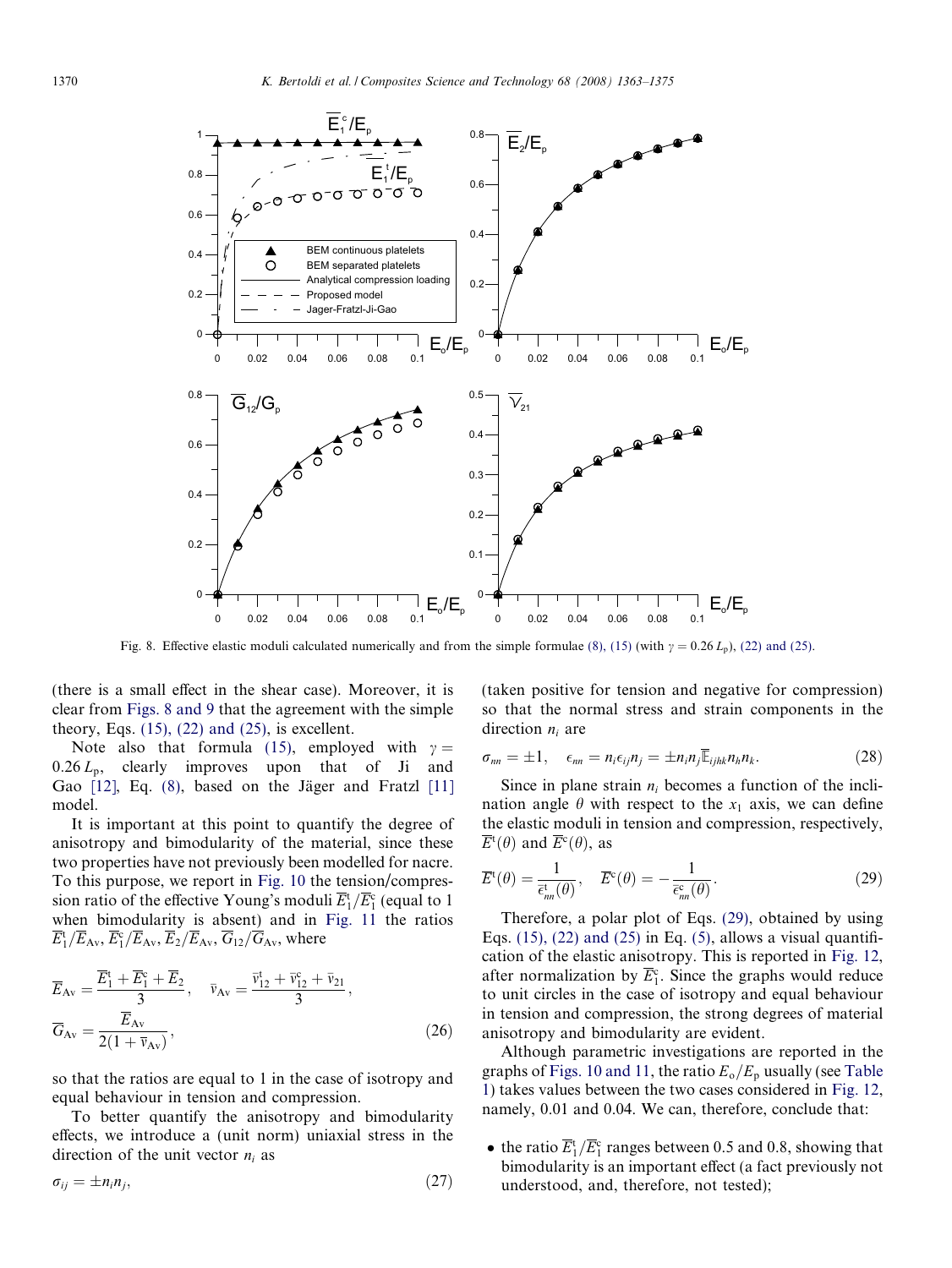Fig. 8. Effective elastic moduli calculated numerically and from the simple formulae (8), (15) (with $\gamma = 0.26\,L_\text{p}$), (22) and (25).

(there is a small effect in the shear case). Moreover, it is clear from Figs. 8 and 9 that the agreement with the simple theory, Eqs. (15), (22) and (25), is excellent.

Note also that formula (15), employed with $\gamma = 0.26\,L_\text{p}$, clearly improves upon that of Ji and Gao [12], Eq. (8), based on the Jäger and Fratzl [11] model.

It is important at this point to quantify the degree of anisotropy and bimodularity of the material, since these two properties have not previously been modelled for nacre. To this purpose, we report in Fig. 10 the tension/compression ratio of the effective Young's moduli $\overline{E}_1^\text{t}/\overline{E}_1^\text{c}$ (equal to 1 when bimodularity is absent) and in Fig. 11 the ratios $\overline{E}_1^\text{t}/\overline{E}_\text{Av}$, $\overline{E}_1^\text{c}/\overline{E}_\text{Av}$, $\overline{E}_2/\overline{E}_\text{Av}$, $\overline{G}_{12}/\overline{G}_\text{Av}$, where

$$
\overline{E}_\text{Av} = \frac{\overline{E}_1^\text{t} + \overline{E}_1^\text{c} + \overline{E}_2}{3}, \quad \bar{v}_\text{Av} = \frac{\bar{v}_{12}^\text{t} + \bar{v}_{12}^\text{c} + \bar{v}_{21}}{3},
$$
$$
\overline{G}_\text{Av} = \frac{\overline{E}_\text{Av}}{2(1 + \bar{v}_\text{Av})}, \tag{26}
$$

so that the ratios are equal to 1 in the case of isotropy and equal behaviour in tension and compression.

To better quantify the anisotropy and bimodularity effects, we introduce a (unit norm) uniaxial stress in the direction of the unit vector $n_i$ as

$$
\sigma_{ij} = \pm n_i n_j, \tag{27}
$$

(taken positive for tension and negative for compression) so that the normal stress and strain components in the direction $n_i$ are

$$
\sigma_{nn} = \pm 1, \quad \epsilon_{nn} = n_i \epsilon_{ij} n_j = \pm n_i n_j \overline{\mathbb{E}}_{ijhk} n_h n_k. \tag{28}
$$

Since in plane strain $n_i$ becomes a function of the inclination angle $\theta$ with respect to the $x_1$ axis, we can define the elastic moduli in tension and compression, respectively, $\overline{E}^\text{t}(\theta)$ and $\overline{E}^\text{c}(\theta)$, as

$$
\overline{E}^\text{t}(\theta) = \frac{1}{\bar{\epsilon}_{nn}^\text{t}(\theta)}, \quad \overline{E}^\text{c}(\theta) = -\frac{1}{\bar{\epsilon}_{nn}^\text{c}(\theta)}. \tag{29}
$$

Therefore, a polar plot of Eqs. (29), obtained by using Eqs. (15), (22) and (25) in Eq. (5), allows a visual quantification of the elastic anisotropy. This is reported in Fig. 12, after normalization by $\overline{E}_1^\text{c}$. Since the graphs would reduce to unit circles in the case of isotropy and equal behaviour in tension and compression, the strong degrees of material anisotropy and bimodularity are evident.

Although parametric investigations are reported in the graphs of Figs. 10 and 11, the ratio $E_\text{o}/E_\text{p}$ usually (see Table 1) takes values between the two cases considered in Fig. 12, namely, 0.01 and 0.04. We can, therefore, conclude that:

- the ratio $\overline{E}_1^\text{t}/\overline{E}_1^\text{c}$ ranges between 0.5 and 0.8, showing that bimodularity is an important effect (a fact previously not understood, and, therefore, not tested);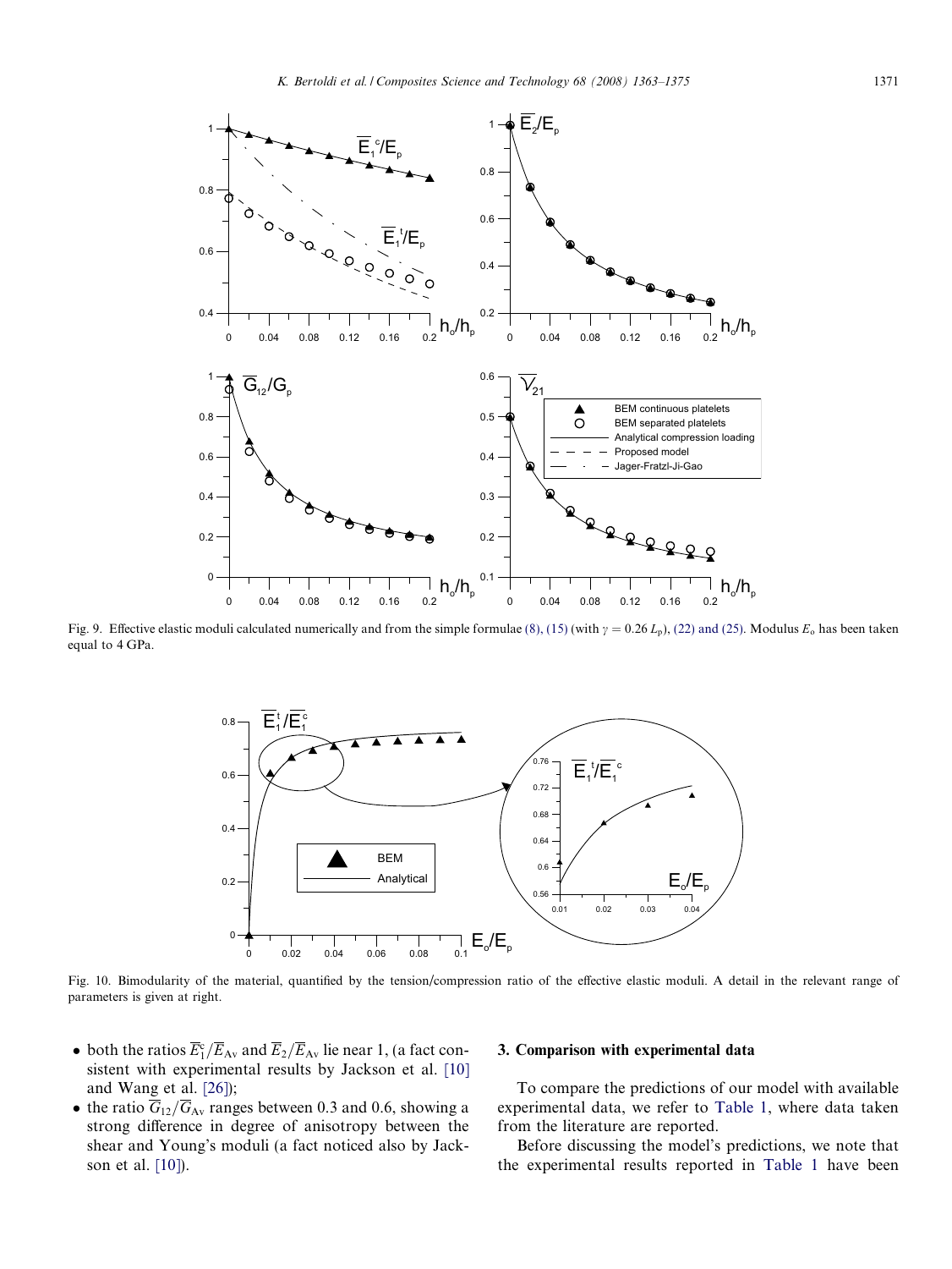Fig. 9. Effective elastic moduli calculated numerically and from the simple formulae (8), (15) (with $\gamma = 0.26\,L_p$), (22) and (25). Modulus $E_o$ has been taken equal to 4 GPa.

Fig. 10. Bimodularity of the material, quantified by the tension/compression ratio of the effective elastic moduli. A detail in the relevant range of parameters is given at right.

- both the ratios $\overline{E}_1^c/\overline{E}_{Av}$ and $\overline{E}_2/\overline{E}_{Av}$ lie near 1, (a fact consistent with experimental results by Jackson et al. [10] and Wang et al. [26]);
- the ratio $\overline{G}_{12}/\overline{G}_{Av}$ ranges between 0.3 and 0.6, showing a strong difference in degree of anisotropy between the shear and Young's moduli (a fact noticed also by Jackson et al. [10]).

## 3. Comparison with experimental data

To compare the predictions of our model with available experimental data, we refer to Table 1, where data taken from the literature are reported.

Before discussing the model's predictions, we note that the experimental results reported in Table 1 have been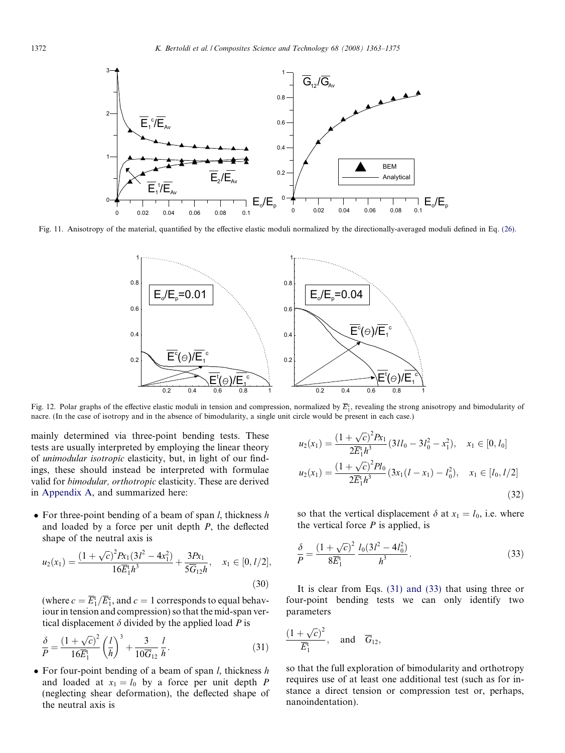Fig. 11. Anisotropy of the material, quantified by the effective elastic moduli normalized by the directionally-averaged moduli defined in Eq. (26).

Fig. 12. Polar graphs of the effective elastic moduli in tension and compression, normalized by $\overline{E}_1^c$, revealing the strong anisotropy and bimodularity of nacre. (In the case of isotropy and in the absence of bimodularity, a single unit circle would be present in each case.)

mainly determined via three-point bending tests. These tests are usually interpreted by employing the linear theory of *unimodular isotropic* elasticity, but, in light of our findings, these should instead be interpreted with formulae valid for *bimodular, orthotropic* elasticity. These are derived in Appendix A, and summarized here:

- For three-point bending of a beam of span $l$, thickness $h$ and loaded by a force per unit depth $P$, the deflected shape of the neutral axis is

$$u_2(x_1) = \frac{(1+\sqrt{c})^2 P x_1 (3l^2 - 4x_1^2)}{16\overline{E}_1^t h^3} + \frac{3Px_1}{5\overline{G}_{12} h}, \quad x_1 \in [0, l/2], \tag{30}$$

(where $c = \overline{E}_1^t/\overline{E}_1^c$, and $c = 1$ corresponds to equal behaviour in tension and compression) so that the mid-span vertical displacement $\delta$ divided by the applied load $P$ is

$$\frac{\delta}{P} = \frac{(1+\sqrt{c})^2}{16\overline{E}_1^t}\left(\frac{l}{h}\right)^3 + \frac{3}{10\overline{G}_{12}}\frac{l}{h}. \tag{31}$$

- For four-point bending of a beam of span $l$, thickness $h$ and loaded at $x_1 = l_0$ by a force per unit depth $P$ (neglecting shear deformation), the deflected shape of the neutral axis is

$$u_2(x_1) = \frac{(1+\sqrt{c})^2 P x_1}{2\overline{E}_1^t h^3}(3ll_0 - 3l_0^2 - x_1^2), \quad x_1 \in [0, l_0]$$
$$u_2(x_1) = \frac{(1+\sqrt{c})^2 P l_0}{2\overline{E}_1^t h^3}(3x_1(l - x_1) - l_0^2), \quad x_1 \in [l_0, l/2] \tag{32}$$

so that the vertical displacement $\delta$ at $x_1 = l_0$, i.e. where the vertical force $P$ is applied, is

$$\frac{\delta}{P} = \frac{(1+\sqrt{c})^2}{8\overline{E}_1^t}\frac{l_0(3l^2 - 4l_0^2)}{h^3}. \tag{33}$$

It is clear from Eqs. (31) and (33) that using three or four-point bending tests we can only identify two parameters

$$\frac{(1+\sqrt{c})^2}{\overline{E}_1^t}, \quad \text{and} \quad \overline{G}_{12},$$

so that the full exploration of bimodularity and orthotropy requires use of at least one additional test (such as for instance a direct tension or compression test or, perhaps, nanoindentation).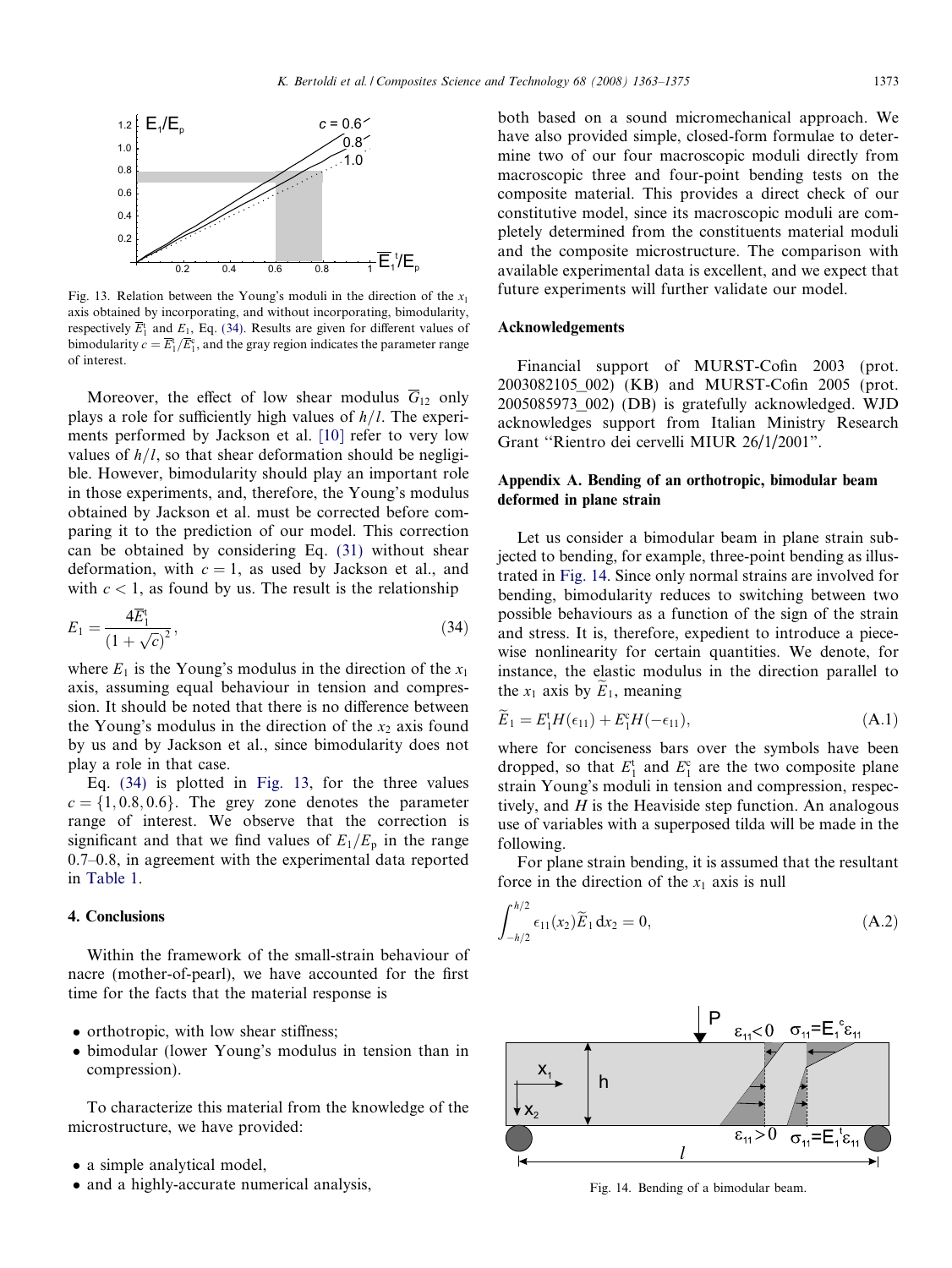Fig. 13. Relation between the Young's moduli in the direction of the $x_1$ axis obtained by incorporating, and without incorporating, bimodularity, respectively $\overline{E}_1^{\rm t}$ and $E_1$, Eq. (34). Results are given for different values of bimodularity $c = \overline{E}_1^{\rm t}/\overline{E}_1^{\rm c}$, and the gray region indicates the parameter range of interest.

Moreover, the effect of low shear modulus $\overline{G}_{12}$ only plays a role for sufficiently high values of $h/l$. The experiments performed by Jackson et al. [10] refer to very low values of $h/l$, so that shear deformation should be negligible. However, bimodularity should play an important role in those experiments, and, therefore, the Young's modulus obtained by Jackson et al. must be corrected before comparing it to the prediction of our model. This correction can be obtained by considering Eq. (31) without shear deformation, with $c = 1$, as used by Jackson et al., and with $c < 1$, as found by us. The result is the relationship

$$E_1 = \frac{4\overline{E}_1^{\rm t}}{(1+\sqrt{c})^2}, \tag{34}$$

where $E_1$ is the Young's modulus in the direction of the $x_1$ axis, assuming equal behaviour in tension and compression. It should be noted that there is no difference between the Young's modulus in the direction of the $x_2$ axis found by us and by Jackson et al., since bimodularity does not play a role in that case.

Eq. (34) is plotted in Fig. 13, for the three values $c = \{1, 0.8, 0.6\}$. The grey zone denotes the parameter range of interest. We observe that the correction is significant and that we find values of $E_1/E_{\rm p}$ in the range 0.7–0.8, in agreement with the experimental data reported in Table 1.

## 4. Conclusions

Within the framework of the small-strain behaviour of nacre (mother-of-pearl), we have accounted for the first time for the facts that the material response is

- orthotropic, with low shear stiffness;
- bimodular (lower Young's modulus in tension than in compression).

To characterize this material from the knowledge of the microstructure, we have provided:

- a simple analytical model,
- and a highly-accurate numerical analysis,

both based on a sound micromechanical approach. We have also provided simple, closed-form formulae to determine two of our four macroscopic moduli directly from macroscopic three and four-point bending tests on the composite material. This provides a direct check of our constitutive model, since its macroscopic moduli are completely determined from the constituents material moduli and the composite microstructure. The comparison with available experimental data is excellent, and we expect that future experiments will further validate our model.

## Acknowledgements

Financial support of MURST-Cofin 2003 (prot. 2003082105_002) (KB) and MURST-Cofin 2005 (prot. 2005085973_002) (DB) is gratefully acknowledged. WJD acknowledges support from Italian Ministry Research Grant "Rientro dei cervelli MIUR 26/1/2001".

## Appendix A. Bending of an orthotropic, bimodular beam deformed in plane strain

Let us consider a bimodular beam in plane strain subjected to bending, for example, three-point bending as illustrated in Fig. 14. Since only normal strains are involved for bending, bimodularity reduces to switching between two possible behaviours as a function of the sign of the strain and stress. It is, therefore, expedient to introduce a piecewise nonlinearity for certain quantities. We denote, for instance, the elastic modulus in the direction parallel to the $x_1$ axis by $\widetilde{E}_1$, meaning

$$\widetilde{E}_1 = E_1^{\rm t} H(\epsilon_{11}) + E_1^{\rm c} H(-\epsilon_{11}), \tag{A.1}$$

where for conciseness bars over the symbols have been dropped, so that $E_1^{\rm t}$ and $E_1^{\rm c}$ are the two composite plane strain Young's moduli in tension and compression, respectively, and $H$ is the Heaviside step function. An analogous use of variables with a superposed tilda will be made in the following.

For plane strain bending, it is assumed that the resultant force in the direction of the $x_1$ axis is null

$$\int_{-h/2}^{h/2} \epsilon_{11}(x_2)\widetilde{E}_1 \, {\rm d}x_2 = 0, \tag{A.2}$$

Fig. 14. Bending of a bimodular beam.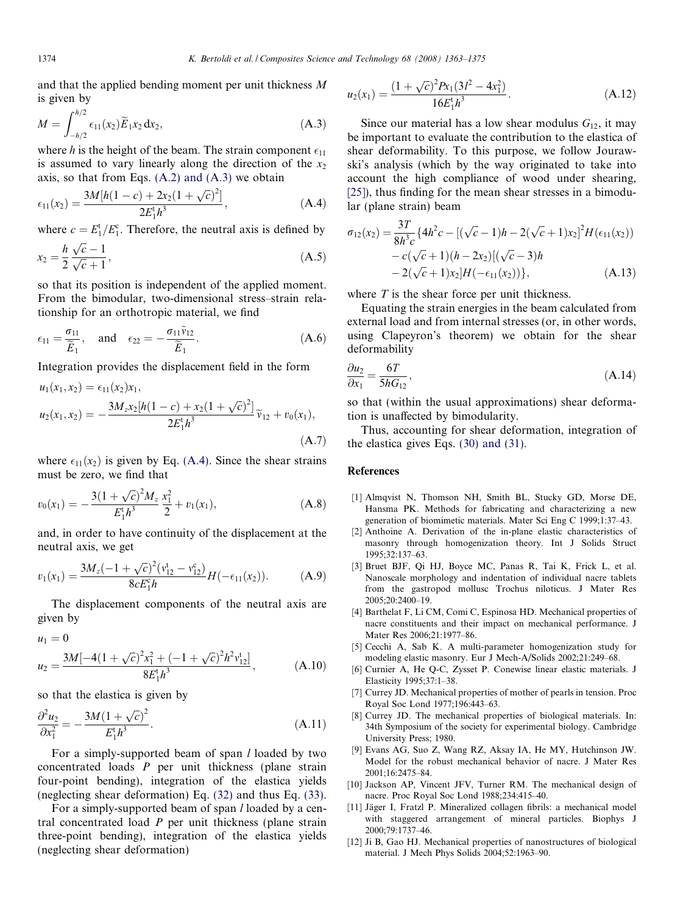and that the applied bending moment per unit thickness $M$ is given by

$$M = \int_{-h/2}^{h/2} \epsilon_{11}(x_2)\widetilde{E}_1 x_2 \, dx_2, \tag{A.3}$$

where $h$ is the height of the beam. The strain component $\epsilon_{11}$ is assumed to vary linearly along the direction of the $x_2$ axis, so that from Eqs. (A.2) and (A.3) we obtain

$$\epsilon_{11}(x_2) = \frac{3M[h(1-c) + 2x_2(1+\sqrt{c})^2]}{2E_1^t h^3}, \tag{A.4}$$

where $c = E_1^t/E_1^c$. Therefore, the neutral axis is defined by

$$x_2 = \frac{h}{2}\frac{\sqrt{c}-1}{\sqrt{c}+1}, \tag{A.5}$$

so that its position is independent of the applied moment. From the bimodular, two-dimensional stress–strain relationship for an orthotropic material, we find

$$\epsilon_{11} = \frac{\sigma_{11}}{\widetilde{E}_1}, \quad \text{and} \quad \epsilon_{22} = -\frac{\sigma_{11}\tilde{\nu}_{12}}{\widetilde{E}_1}. \tag{A.6}$$

Integration provides the displacement field in the form

$$\begin{aligned} u_1(x_1, x_2) &= \epsilon_{11}(x_2)x_1, \\ u_2(x_1, x_2) &= -\frac{3M_z x_2[h(1-c) + x_2(1+\sqrt{c})^2]}{2E_1^t h^3}\tilde{\nu}_{12} + v_0(x_1), \end{aligned} \tag{A.7}$$

where $\epsilon_{11}(x_2)$ is given by Eq. (A.4). Since the shear strains must be zero, we find that

$$v_0(x_1) = -\frac{3(1+\sqrt{c})^2 M_z}{E_1^t h^3}\frac{x_1^2}{2} + v_1(x_1), \tag{A.8}$$

and, in order to have continuity of the displacement at the neutral axis, we get

$$v_1(x_1) = \frac{3M_z(-1+\sqrt{c})^2(v_{12}^t - v_{12}^c)}{8cE_1^c h}H(-\epsilon_{11}(x_2)). \tag{A.9}$$

The displacement components of the neutral axis are given by

$$\begin{aligned} u_1 &= 0 \\ u_2 &= \frac{3M[-4(1+\sqrt{c})^2 x_1^2 + (-1+\sqrt{c})^2 h^2 v_{12}^t]}{8E_1^t h^3}, \end{aligned} \tag{A.10}$$

so that the elastica is given by

$$\frac{\partial^2 u_2}{\partial x_1^2} = -\frac{3M(1+\sqrt{c})^2}{E_1^t h^3}. \tag{A.11}$$

For a simply-supported beam of span $l$ loaded by two concentrated loads $P$ per unit thickness (plane strain four-point bending), integration of the elastica yields (neglecting shear deformation) Eq. (32) and thus Eq. (33).

For a simply-supported beam of span $l$ loaded by a central concentrated load $P$ per unit thickness (plane strain three-point bending), integration of the elastica yields (neglecting shear deformation)

$$u_2(x_1) = \frac{(1+\sqrt{c})^2 P x_1(3l^2 - 4x_1^2)}{16E_1^t h^3}. \tag{A.12}$$

Since our material has a low shear modulus $G_{12}$, it may be important to evaluate the contribution to the elastica of shear deformability. To this purpose, we follow Jourawski's analysis (which by the way originated to take into account the high compliance of wood under shearing, [25]), thus finding for the mean shear stresses in a bimodular (plane strain) beam

$$\begin{aligned} \sigma_{12}(x_2) = \frac{3T}{8h^3 c}\{&4h^2 c - [(\sqrt{c}-1)h - 2(\sqrt{c}+1)x_2]^2 H(\epsilon_{11}(x_2)) \\ &- c(\sqrt{c}+1)(h - 2x_2)[(\sqrt{c}-3)h \\ &- 2(\sqrt{c}+1)x_2]H(-\epsilon_{11}(x_2))\}, \end{aligned} \tag{A.13}$$

where $T$ is the shear force per unit thickness.

Equating the strain energies in the beam calculated from external load and from internal stresses (or, in other words, using Clapeyron's theorem) we obtain for the shear deformability

$$\frac{\partial u_2}{\partial x_1} = \frac{6T}{5hG_{12}}, \tag{A.14}$$

so that (within the usual approximations) shear deformation is unaffected by bimodularity.

Thus, accounting for shear deformation, integration of the elastica gives Eqs. (30) and (31).

## References

[1] Almqvist N, Thomson NH, Smith BL, Stucky GD, Morse DE, Hansma PK. Methods for fabricating and characterizing a new generation of biomimetic materials. Mater Sci Eng C 1999;1:37–43.

[2] Anthoine A. Derivation of the in-plane elastic characteristics of masonry through homogenization theory. Int J Solids Struct 1995;32:137–63.

[3] Bruet BJF, Qi HJ, Boyce MC, Panas R, Tai K, Frick L, et al. Nanoscale morphology and indentation of individual nacre tablets from the gastropod mollusc Trochus niloticus. J Mater Res 2005;20:2400–19.

[4] Barthelat F, Li CM, Comi C, Espinosa HD. Mechanical properties of nacre constituents and their impact on mechanical performance. J Mater Res 2006;21:1977–86.

[5] Cecchi A, Sab K. A multi-parameter homogenization study for modeling elastic masonry. Eur J Mech-A/Solids 2002;21:249–68.

[6] Curnier A, He Q-C, Zysset P. Conewise linear elastic materials. J Elasticity 1995;37:1–38.

[7] Currey JD. Mechanical properties of mother of pearls in tension. Proc Royal Soc Lond 1977;196:443–63.

[8] Currey JD. The mechanical properties of biological materials. In: 34th Symposium of the society for experimental biology. Cambridge University Press; 1980.

[9] Evans AG, Suo Z, Wang RZ, Aksay IA, He MY, Hutchinson JW. Model for the robust mechanical behavior of nacre. J Mater Res 2001;16:2475–84.

[10] Jackson AP, Vincent JFV, Turner RM. The mechanical design of nacre. Proc Royal Soc Lond 1988;234:415–40.

[11] Jäger I, Fratzl P. Mineralized collagen fibrils: a mechanical model with staggered arrangement of mineral particles. Biophys J 2000;79:1737–46.

[12] Ji B, Gao HJ. Mechanical properties of nanostructures of biological material. J Mech Phys Solids 2004;52:1963–90.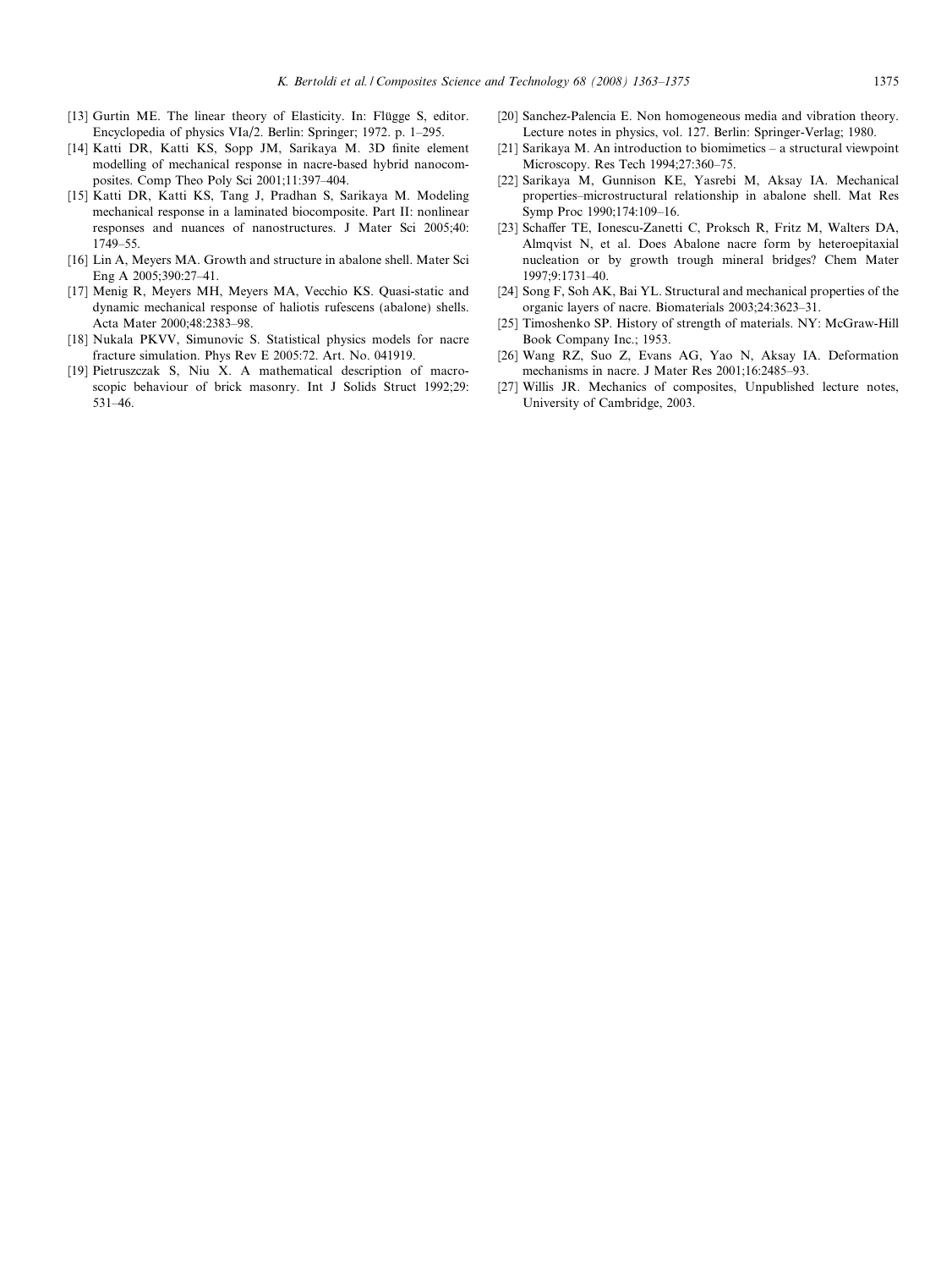[13] Gurtin ME. The linear theory of Elasticity. In: Flügge S, editor. Encyclopedia of physics VIa/2. Berlin: Springer; 1972. p. 1–295.

[14] Katti DR, Katti KS, Sopp JM, Sarikaya M. 3D finite element modelling of mechanical response in nacre-based hybrid nanocomposites. Comp Theo Poly Sci 2001;11:397–404.

[15] Katti DR, Katti KS, Tang J, Pradhan S, Sarikaya M. Modeling mechanical response in a laminated biocomposite. Part II: nonlinear responses and nuances of nanostructures. J Mater Sci 2005;40: 1749–55.

[16] Lin A, Meyers MA. Growth and structure in abalone shell. Mater Sci Eng A 2005;390:27–41.

[17] Menig R, Meyers MH, Meyers MA, Vecchio KS. Quasi-static and dynamic mechanical response of haliotis rufescens (abalone) shells. Acta Mater 2000;48:2383–98.

[18] Nukala PKVV, Simunovic S. Statistical physics models for nacre fracture simulation. Phys Rev E 2005:72. Art. No. 041919.

[19] Pietruszczak S, Niu X. A mathematical description of macroscopic behaviour of brick masonry. Int J Solids Struct 1992;29: 531–46.

[20] Sanchez-Palencia E. Non homogeneous media and vibration theory. Lecture notes in physics, vol. 127. Berlin: Springer-Verlag; 1980.

[21] Sarikaya M. An introduction to biomimetics – a structural viewpoint Microscopy. Res Tech 1994;27:360–75.

[22] Sarikaya M, Gunnison KE, Yasrebi M, Aksay IA. Mechanical properties–microstructural relationship in abalone shell. Mat Res Symp Proc 1990;174:109–16.

[23] Schaffer TE, Ionescu-Zanetti C, Proksch R, Fritz M, Walters DA, Almqvist N, et al. Does Abalone nacre form by heteroepitaxial nucleation or by growth trough mineral bridges? Chem Mater 1997;9:1731–40.

[24] Song F, Soh AK, Bai YL. Structural and mechanical properties of the organic layers of nacre. Biomaterials 2003;24:3623–31.

[25] Timoshenko SP. History of strength of materials. NY: McGraw-Hill Book Company Inc.; 1953.

[26] Wang RZ, Suo Z, Evans AG, Yao N, Aksay IA. Deformation mechanisms in nacre. J Mater Res 2001;16:2485–93.

[27] Willis JR. Mechanics of composites, Unpublished lecture notes, University of Cambridge, 2003.